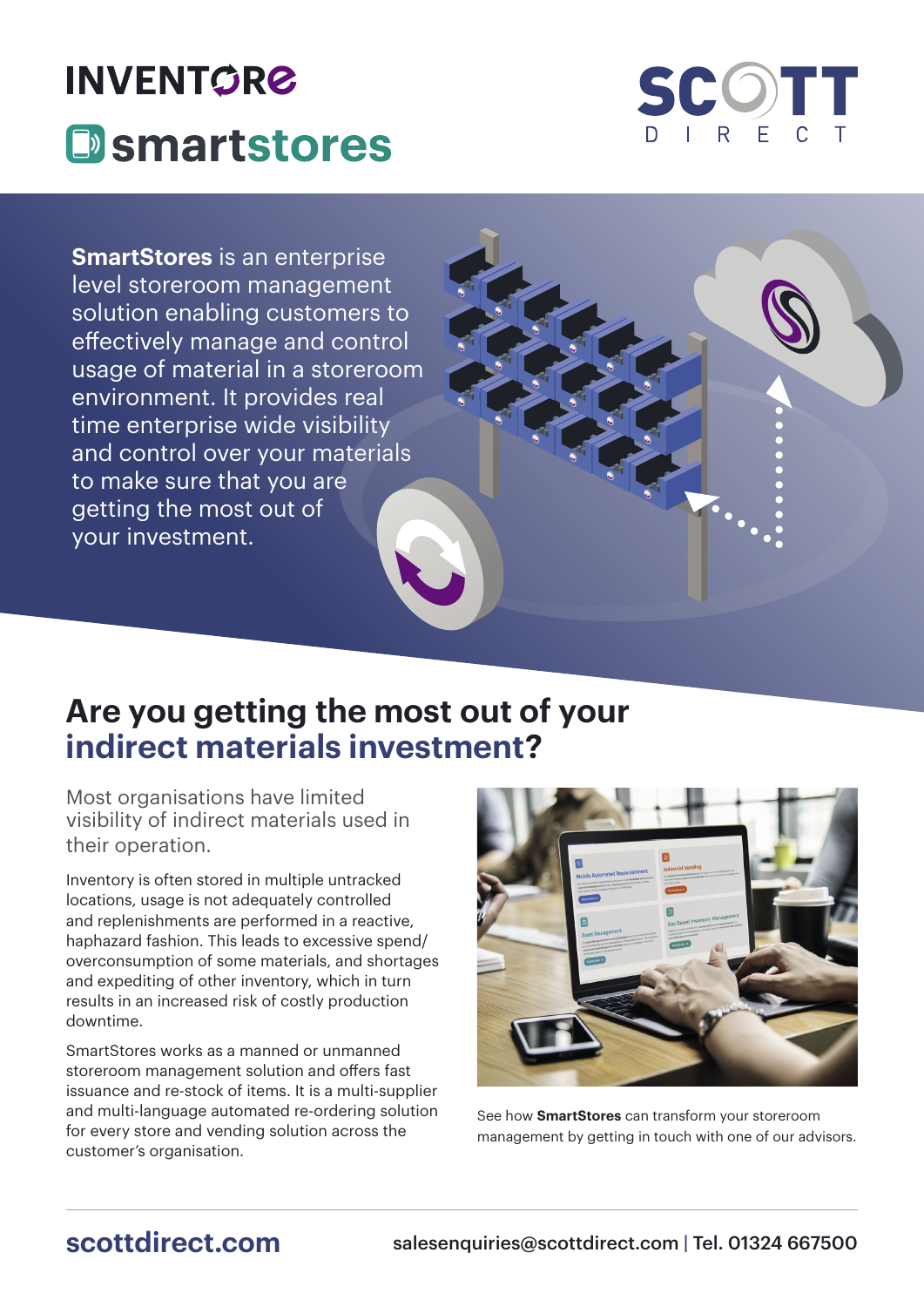# INVENTORE smartstores

SCOTT DIRECT

**SmartStores** is an enterprise level storeroom management solution enabling customers to effectively manage and control usage of material in a storeroom environment. It provides real time enterprise wide visibility and control over your materials to make sure that you are getting the most out of your investment.

## Are you getting the most out of your indirect materials investment?

Most organisations have limited visibility of indirect materials used in their operation.

Inventory is often stored in multiple untracked locations, usage is not adequately controlled and replenishments are performed in a reactive, haphazard fashion. This leads to excessive spend/overconsumption of some materials, and shortages and expediting of other inventory, which in turn results in an increased risk of costly production downtime.

SmartStores works as a manned or unmanned storeroom management solution and offers fast issuance and re-stock of items. It is a multi-supplier and multi-language automated re-ordering solution for every store and vending solution across the customer's organisation.

See how **SmartStores** can transform your storeroom management by getting in touch with one of our advisors.

**scottdirect.com** salesenquiries@scottdirect.com | Tel. 01324 667500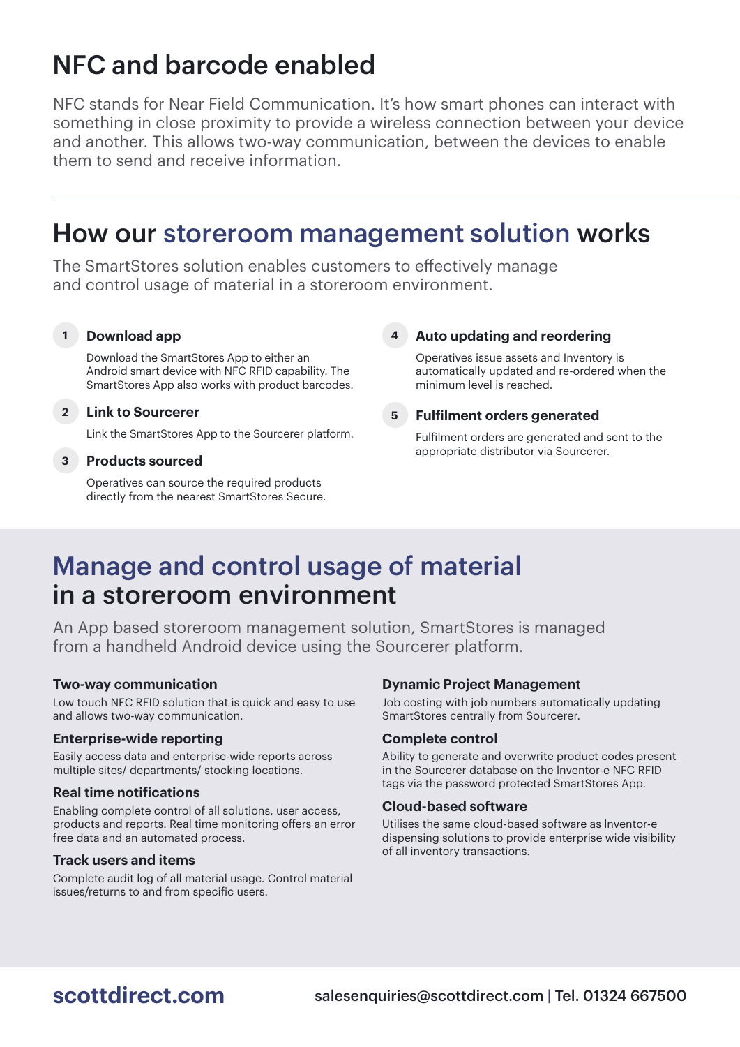# NFC and barcode enabled

NFC stands for Near Field Communication. It's how smart phones can interact with something in close proximity to provide a wireless connection between your device and another. This allows two-way communication, between the devices to enable them to send and receive information.

---

## How our storeroom management solution works

The SmartStores solution enables customers to effectively manage and control usage of material in a storeroom environment.

### 1 Download app

Download the SmartStores App to either an Android smart device with NFC RFID capability. The SmartStores App also works with product barcodes.

### 2 Link to Sourcerer

Link the SmartStores App to the Sourcerer platform.

### 3 Products sourced

Operatives can source the required products directly from the nearest SmartStores Secure.

### 4 Auto updating and reordering

Operatives issue assets and Inventory is automatically updated and re-ordered when the minimum level is reached.

### 5 Fulfilment orders generated

Fulfilment orders are generated and sent to the appropriate distributor via Sourcerer.

## Manage and control usage of material in a storeroom environment

An App based storeroom management solution, SmartStores is managed from a handheld Android device using the Sourcerer platform.

**Two-way communication**

Low touch NFC RFID solution that is quick and easy to use and allows two-way communication.

**Enterprise-wide reporting**

Easily access data and enterprise-wide reports across multiple sites/ departments/ stocking locations.

**Real time notifications**

Enabling complete control of all solutions, user access, products and reports. Real time monitoring offers an error free data and an automated process.

**Track users and items**

Complete audit log of all material usage. Control material issues/returns to and from specific users.

**Dynamic Project Management**

Job costing with job numbers automatically updating SmartStores centrally from Sourcerer.

**Complete control**

Ability to generate and overwrite product codes present in the Sourcerer database on the Inventor-e NFC RFID tags via the password protected SmartStores App.

**Cloud-based software**

Utilises the same cloud-based software as Inventor-e dispensing solutions to provide enterprise wide visibility of all inventory transactions.

**scottdirect.com** salesenquiries@scottdirect.com | Tel. 01324 667500